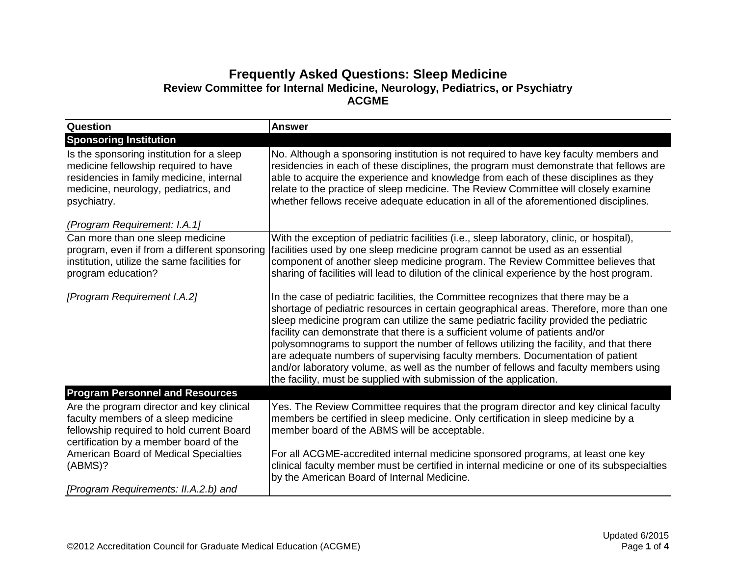# Frequently Asked Questions: Sleep Medicine

**Review Committee for Internal Medicine, Neurology, Pediatrics, or Psychiatry**
**ACGME**

| Question | Answer |
|---|---|
| **Sponsoring Institution** | |
| Is the sponsoring institution for a sleep medicine fellowship required to have residencies in family medicine, internal medicine, neurology, pediatrics, and psychiatry.<br><br>*(Program Requirement: I.A.1]* | No. Although a sponsoring institution is not required to have key faculty members and residencies in each of these disciplines, the program must demonstrate that fellows are able to acquire the experience and knowledge from each of these disciplines as they relate to the practice of sleep medicine. The Review Committee will closely examine whether fellows receive adequate education in all of the aforementioned disciplines. |
| Can more than one sleep medicine program, even if from a different sponsoring institution, utilize the same facilities for program education?<br><br>*[Program Requirement I.A.2]* | With the exception of pediatric facilities (i.e., sleep laboratory, clinic, or hospital), facilities used by one sleep medicine program cannot be used as an essential component of another sleep medicine program. The Review Committee believes that sharing of facilities will lead to dilution of the clinical experience by the host program.<br><br>In the case of pediatric facilities, the Committee recognizes that there may be a shortage of pediatric resources in certain geographical areas. Therefore, more than one sleep medicine program can utilize the same pediatric facility provided the pediatric facility can demonstrate that there is a sufficient volume of patients and/or polysomnograms to support the number of fellows utilizing the facility, and that there are adequate numbers of supervising faculty members. Documentation of patient and/or laboratory volume, as well as the number of fellows and faculty members using the facility, must be supplied with submission of the application. |
| **Program Personnel and Resources** | |
| Are the program director and key clinical faculty members of a sleep medicine fellowship required to hold current Board certification by a member board of the American Board of Medical Specialties (ABMS)?<br><br>*[Program Requirements: II.A.2.b) and* | Yes. The Review Committee requires that the program director and key clinical faculty members be certified in sleep medicine. Only certification in sleep medicine by a member board of the ABMS will be acceptable.<br><br>For all ACGME-accredited internal medicine sponsored programs, at least one key clinical faculty member must be certified in internal medicine or one of its subspecialties by the American Board of Internal Medicine. |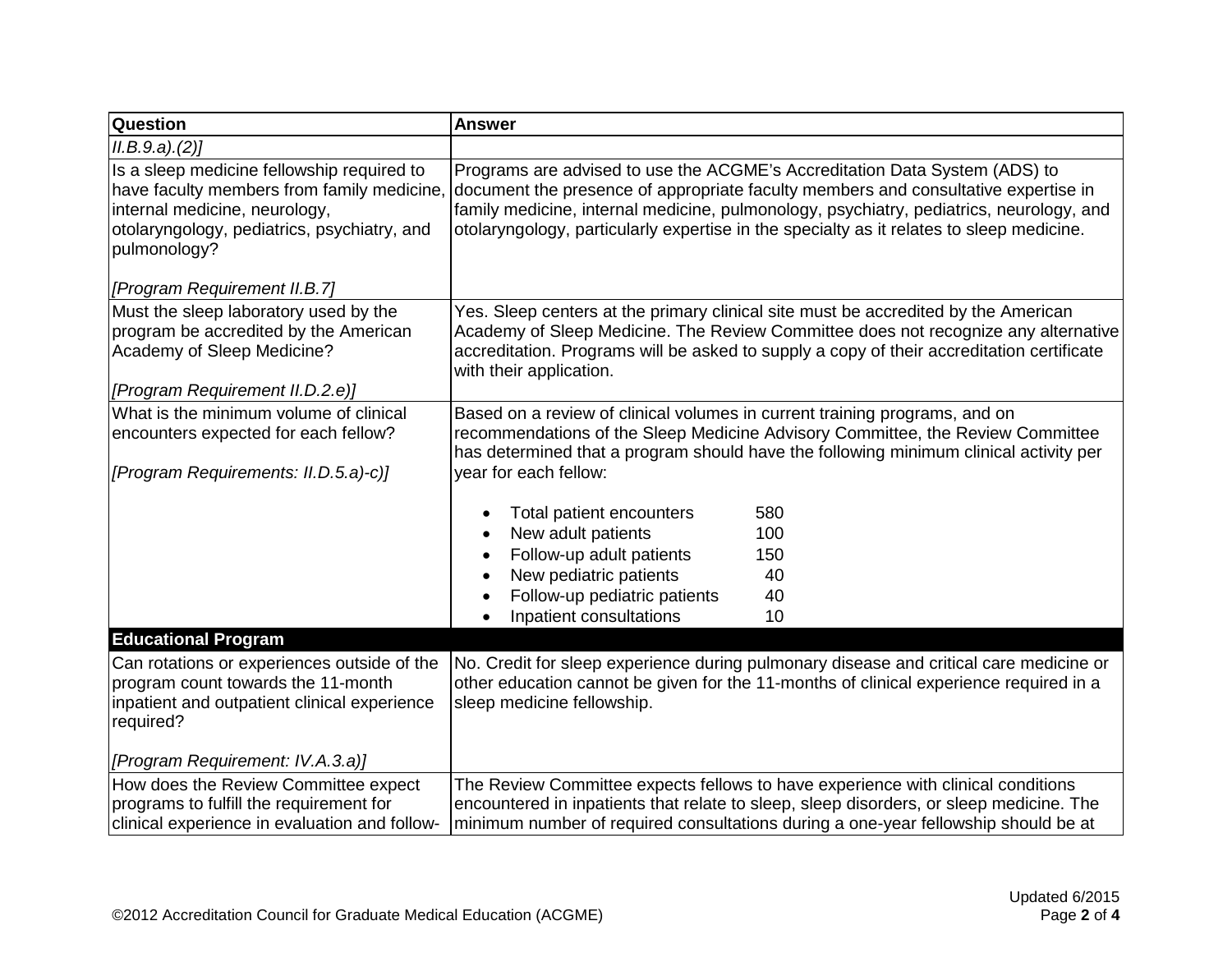| Question | Answer |
|---|---|
| *II.B.9.a).(2)]* | |
| Is a sleep medicine fellowship required to have faculty members from family medicine, internal medicine, neurology, otolaryngology, pediatrics, psychiatry, and pulmonology?<br><br>*[Program Requirement II.B.7]* | Programs are advised to use the ACGME's Accreditation Data System (ADS) to document the presence of appropriate faculty members and consultative expertise in family medicine, internal medicine, pulmonology, psychiatry, pediatrics, neurology, and otolaryngology, particularly expertise in the specialty as it relates to sleep medicine. |
| Must the sleep laboratory used by the program be accredited by the American Academy of Sleep Medicine?<br><br>*[Program Requirement II.D.2.e)]* | Yes. Sleep centers at the primary clinical site must be accredited by the American Academy of Sleep Medicine. The Review Committee does not recognize any alternative accreditation. Programs will be asked to supply a copy of their accreditation certificate with their application. |
| What is the minimum volume of clinical encounters expected for each fellow?<br><br>*[Program Requirements: II.D.5.a)-c)]* | Based on a review of clinical volumes in current training programs, and on recommendations of the Sleep Medicine Advisory Committee, the Review Committee has determined that a program should have the following minimum clinical activity per year for each fellow:<br><br>• Total patient encounters 580<br>• New adult patients 100<br>• Follow-up adult patients 150<br>• New pediatric patients 40<br>• Follow-up pediatric patients 40<br>• Inpatient consultations 10 |
| **Educational Program** | |
| Can rotations or experiences outside of the program count towards the 11-month inpatient and outpatient clinical experience required?<br><br>*[Program Requirement: IV.A.3.a)]* | No. Credit for sleep experience during pulmonary disease and critical care medicine or other education cannot be given for the 11-months of clinical experience required in a sleep medicine fellowship. |
| How does the Review Committee expect programs to fulfill the requirement for clinical experience in evaluation and follow- | The Review Committee expects fellows to have experience with clinical conditions encountered in inpatients that relate to sleep, sleep disorders, or sleep medicine. The minimum number of required consultations during a one-year fellowship should be at |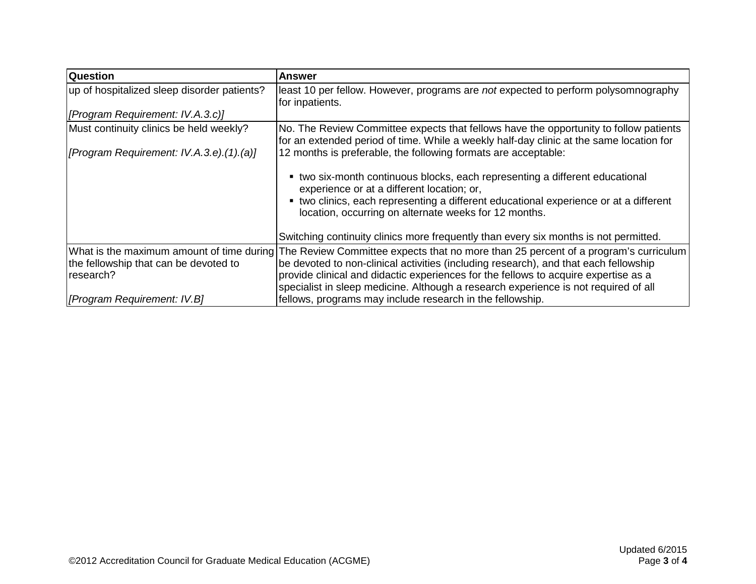| Question | Answer |
|---|---|
| up of hospitalized sleep disorder patients?<br><br>*[Program Requirement: IV.A.3.c)]* | least 10 per fellow. However, programs are *not* expected to perform polysomnography for inpatients. |
| Must continuity clinics be held weekly?<br><br>*[Program Requirement: IV.A.3.e).(1).(a)]* | No. The Review Committee expects that fellows have the opportunity to follow patients for an extended period of time. While a weekly half-day clinic at the same location for 12 months is preferable, the following formats are acceptable:<br><br>▪ two six-month continuous blocks, each representing a different educational experience or at a different location; or,<br>▪ two clinics, each representing a different educational experience or at a different location, occurring on alternate weeks for 12 months.<br><br>Switching continuity clinics more frequently than every six months is not permitted. |
| What is the maximum amount of time during the fellowship that can be devoted to research?<br><br>*[Program Requirement: IV.B]* | The Review Committee expects that no more than 25 percent of a program's curriculum be devoted to non-clinical activities (including research), and that each fellowship provide clinical and didactic experiences for the fellows to acquire expertise as a specialist in sleep medicine. Although a research experience is not required of all fellows, programs may include research in the fellowship. |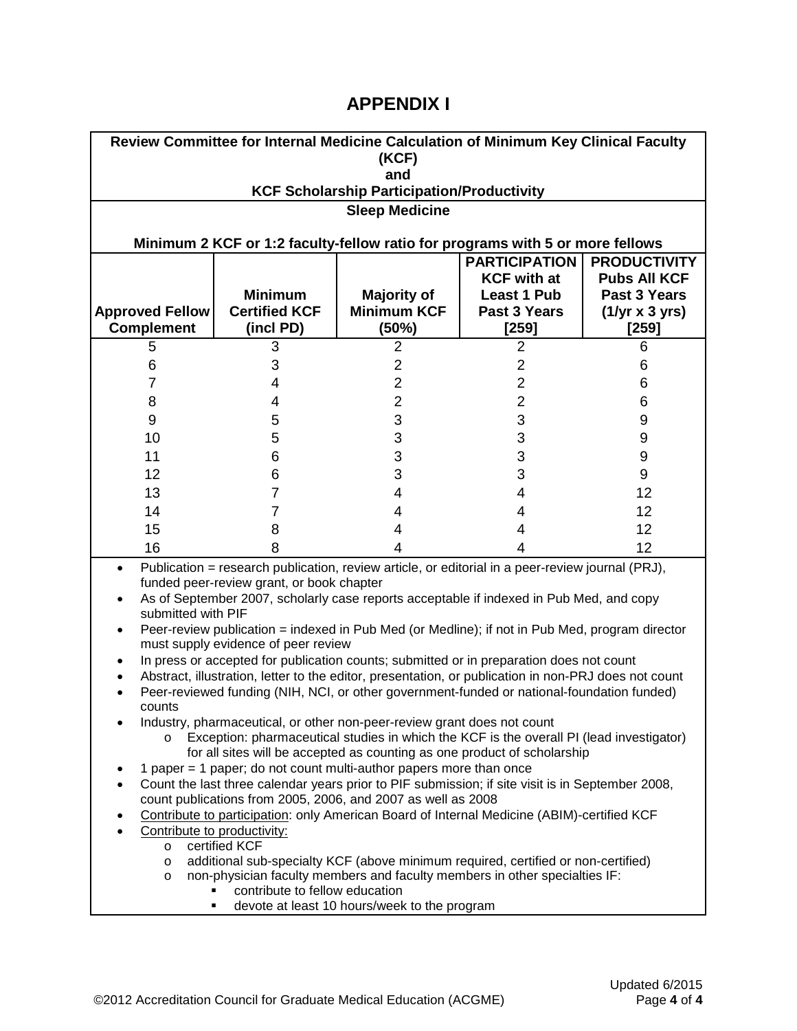# APPENDIX I

**Review Committee for Internal Medicine Calculation of Minimum Key Clinical Faculty (KCF) and KCF Scholarship Participation/Productivity**

**Sleep Medicine**

**Minimum 2 KCF or 1:2 faculty-fellow ratio for programs with 5 or more fellows**

| Approved Fellow Complement | Minimum Certified KCF (incl PD) | Majority of Minimum KCF (50%) | PARTICIPATION KCF with at Least 1 Pub Past 3 Years [259] | PRODUCTIVITY Pubs All KCF Past 3 Years (1/yr x 3 yrs) [259] |
|---|---|---|---|---|
| 5 | 3 | 2 | 2 | 6 |
| 6 | 3 | 2 | 2 | 6 |
| 7 | 4 | 2 | 2 | 6 |
| 8 | 4 | 2 | 2 | 6 |
| 9 | 5 | 3 | 3 | 9 |
| 10 | 5 | 3 | 3 | 9 |
| 11 | 6 | 3 | 3 | 9 |
| 12 | 6 | 3 | 3 | 9 |
| 13 | 7 | 4 | 4 | 12 |
| 14 | 7 | 4 | 4 | 12 |
| 15 | 8 | 4 | 4 | 12 |
| 16 | 8 | 4 | 4 | 12 |

- Publication = research publication, review article, or editorial in a peer-review journal (PRJ), funded peer-review grant, or book chapter
- As of September 2007, scholarly case reports acceptable if indexed in Pub Med, and copy submitted with PIF
- Peer-review publication = indexed in Pub Med (or Medline); if not in Pub Med, program director must supply evidence of peer review
- In press or accepted for publication counts; submitted or in preparation does not count
- Abstract, illustration, letter to the editor, presentation, or publication in non-PRJ does not count
- Peer-reviewed funding (NIH, NCI, or other government-funded or national-foundation funded) counts
- Industry, pharmaceutical, or other non-peer-review grant does not count
  - Exception: pharmaceutical studies in which the KCF is the overall PI (lead investigator) for all sites will be accepted as counting as one product of scholarship
- 1 paper = 1 paper; do not count multi-author papers more than once
- Count the last three calendar years prior to PIF submission; if site visit is in September 2008, count publications from 2005, 2006, and 2007 as well as 2008
- Contribute to participation: only American Board of Internal Medicine (ABIM)-certified KCF
- Contribute to productivity:
  - certified KCF
  - additional sub-specialty KCF (above minimum required, certified or non-certified)
  - non-physician faculty members and faculty members in other specialties IF:
    - contribute to fellow education
    - devote at least 10 hours/week to the program

Updated 6/2015

©2012 Accreditation Council for Graduate Medical Education (ACGME)